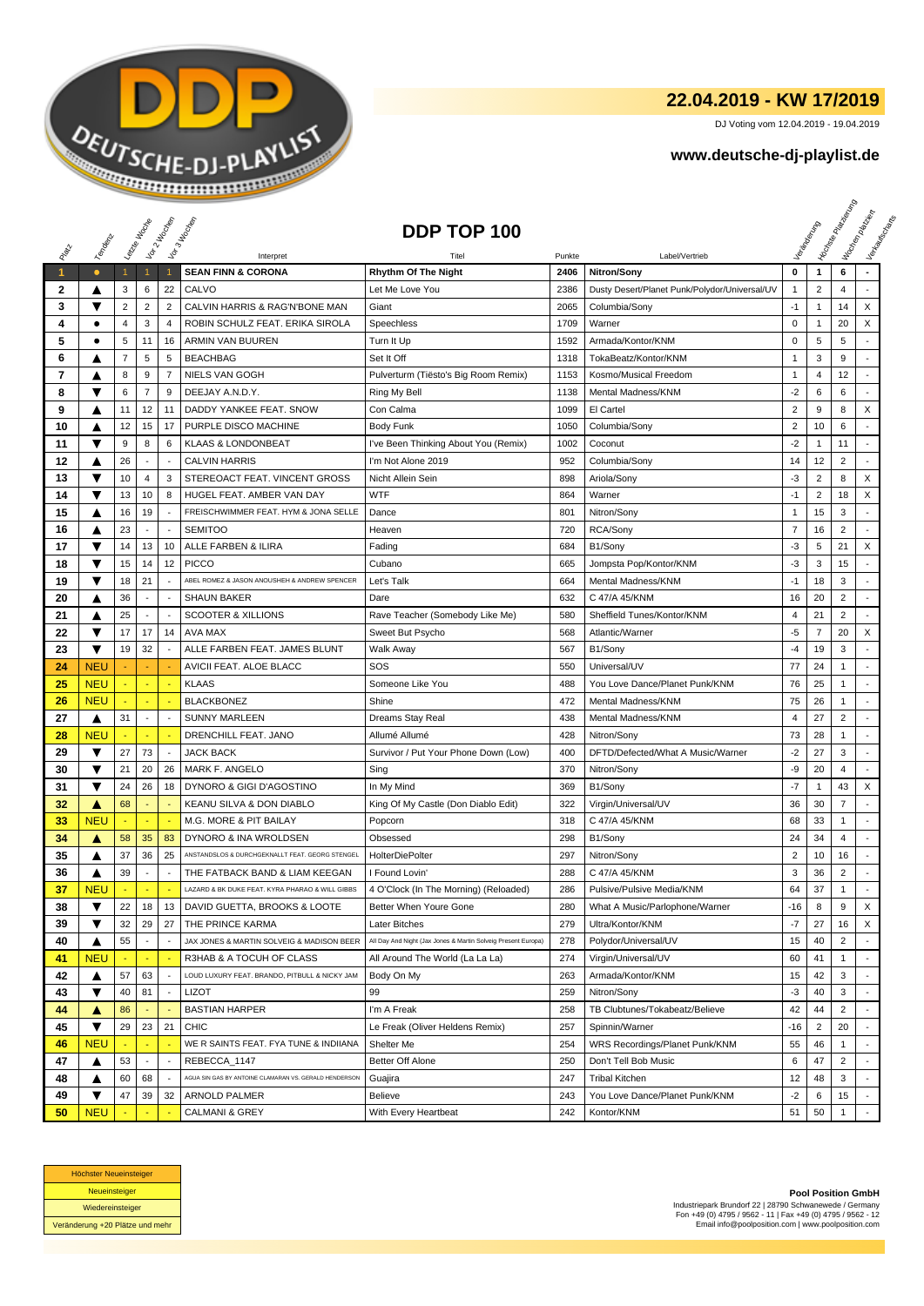## 22.04.2019 - KW 17/2019

DJ Voting vom 12.04.2019 - 19.04.2019

### www.deutsche-dj-playlist.de

# DDP TOP 100

| Platz | Tendenz | Letzte Woche | Vor 2 Wochen | Vor 3 Wochen | Interpret | Titel | Punkte | Label/Vertrieb | Veränderung | Höchste Platzierung | Wochen platziert | Verkaufscharts |
|---|---|---|---|---|---|---|---|---|---|---|---|---|
| **1** | ● | 1 | 1 | 1 | **SEAN FINN & CORONA** | **Rhythm Of The Night** | **2406** | **Nitron/Sony** | **0** | **1** | **6** | **-** |
| 2 | ▲ | 3 | 6 | 22 | CALVO | Let Me Love You | 2386 | Dusty Desert/Planet Punk/Polydor/Universal/UV | 1 | 2 | 4 | - |
| 3 | ▼ | 2 | 2 | 2 | CALVIN HARRIS & RAG'N'BONE MAN | Giant | 2065 | Columbia/Sony | -1 | 1 | 14 | X |
| 4 | ● | 4 | 3 | 4 | ROBIN SCHULZ FEAT. ERIKA SIROLA | Speechless | 1709 | Warner | 0 | 1 | 20 | X |
| 5 | ● | 5 | 11 | 16 | ARMIN VAN BUUREN | Turn It Up | 1592 | Armada/Kontor/KNM | 0 | 5 | 5 | - |
| 6 | ▲ | 7 | 5 | 5 | BEACHBAG | Set It Off | 1318 | TokaBeatz/Kontor/KNM | 1 | 3 | 9 | - |
| 7 | ▲ | 8 | 9 | 7 | NIELS VAN GOGH | Pulverturm (Tiësto's Big Room Remix) | 1153 | Kosmo/Musical Freedom | 1 | 4 | 12 | - |
| 8 | ▼ | 6 | 7 | 9 | DEEJAY A.N.D.Y. | Ring My Bell | 1138 | Mental Madness/KNM | -2 | 6 | 6 | - |
| 9 | ▲ | 11 | 12 | 11 | DADDY YANKEE FEAT. SNOW | Con Calma | 1099 | El Cartel | 2 | 9 | 8 | X |
| 10 | ▲ | 12 | 15 | 17 | PURPLE DISCO MACHINE | Body Funk | 1050 | Columbia/Sony | 2 | 10 | 6 | - |
| 11 | ▼ | 9 | 8 | 6 | KLAAS & LONDONBEAT | I've Been Thinking About You (Remix) | 1002 | Coconut | -2 | 1 | 11 | - |
| 12 | ▲ | 26 | - | - | CALVIN HARRIS | I'm Not Alone 2019 | 952 | Columbia/Sony | 14 | 12 | 2 | - |
| 13 | ▼ | 10 | 4 | 3 | STEREOACT FEAT. VINCENT GROSS | Nicht Allein Sein | 898 | Ariola/Sony | -3 | 2 | 8 | X |
| 14 | ▼ | 13 | 10 | 8 | HUGEL FEAT. AMBER VAN DAY | WTF | 864 | Warner | -1 | 2 | 18 | X |
| 15 | ▲ | 16 | 19 | - | FREISCHWIMMER FEAT. HYM & JONA SELLE | Dance | 801 | Nitron/Sony | 1 | 15 | 3 | - |
| 16 | ▲ | 23 | - | - | SEMITOO | Heaven | 720 | RCA/Sony | 7 | 16 | 2 | - |
| 17 | ▼ | 14 | 13 | 10 | ALLE FARBEN & ILIRA | Fading | 684 | B1/Sony | -3 | 5 | 21 | X |
| 18 | ▼ | 15 | 14 | 12 | PICCO | Cubano | 665 | Jompsta Pop/Kontor/KNM | -3 | 3 | 15 | - |
| 19 | ▼ | 18 | 21 | - | ABEL ROMEZ & JASON ANOUSHEH & ANDREW SPENCER | Let's Talk | 664 | Mental Madness/KNM | -1 | 18 | 3 | - |
| 20 | ▲ | 36 | - | - | SHAUN BAKER | Dare | 632 | C 47/A 45/KNM | 16 | 20 | 2 | - |
| 21 | ▲ | 25 | - | - | SCOOTER & XILLIONS | Rave Teacher (Somebody Like Me) | 580 | Sheffield Tunes/Kontor/KNM | 4 | 21 | 2 | - |
| 22 | ▼ | 17 | 17 | 14 | AVA MAX | Sweet But Psycho | 568 | Atlantic/Warner | -5 | 7 | 20 | X |
| 23 | ▼ | 19 | 32 | - | ALLE FARBEN FEAT. JAMES BLUNT | Walk Away | 567 | B1/Sony | -4 | 19 | 3 | - |
| 24 | NEU | - | - | - | AVICII FEAT. ALOE BLACC | SOS | 550 | Universal/UV | 77 | 24 | 1 | - |
| 25 | NEU | - | - | - | KLAAS | Someone Like You | 488 | You Love Dance/Planet Punk/KNM | 76 | 25 | 1 | - |
| 26 | NEU | - | - | - | BLACKBONEZ | Shine | 472 | Mental Madness/KNM | 75 | 26 | 1 | - |
| 27 | ▲ | 31 | - | - | SUNNY MARLEEN | Dreams Stay Real | 438 | Mental Madness/KNM | 4 | 27 | 2 | - |
| 28 | NEU | - | - | - | DRENCHILL FEAT. JANO | Allumé Allumé | 428 | Nitron/Sony | 73 | 28 | 1 | - |
| 29 | ▼ | 27 | 73 | - | JACK BACK | Survivor / Put Your Phone Down (Low) | 400 | DFTD/Defected/What A Music/Warner | -2 | 27 | 3 | - |
| 30 | ▼ | 21 | 20 | 26 | MARK F. ANGELO | Sing | 370 | Nitron/Sony | -9 | 20 | 4 | - |
| 31 | ▼ | 24 | 26 | 18 | DYNORO & GIGI D'AGOSTINO | In My Mind | 369 | B1/Sony | -7 | 1 | 43 | X |
| 32 | ▲ | 68 | - | - | KEANU SILVA & DON DIABLO | King Of My Castle (Don Diablo Edit) | 322 | Virgin/Universal/UV | 36 | 30 | 7 | - |
| 33 | NEU | - | - | - | M.G. MORE & PIT BAILAY | Popcorn | 318 | C 47/A 45/KNM | 68 | 33 | 1 | - |
| 34 | ▲ | 58 | 35 | 83 | DYNORO & INA WROLDSEN | Obsessed | 298 | B1/Sony | 24 | 34 | 4 | - |
| 35 | ▲ | 37 | 36 | 25 | ANSTANDSLOS & DURCHGEKNALLT FEAT. GEORG STENGEL | HolterDiePolter | 297 | Nitron/Sony | 2 | 10 | 16 | - |
| 36 | ▲ | 39 | - | - | THE FATBACK BAND & LIAM KEEGAN | I Found Lovin' | 288 | C 47/A 45/KNM | 3 | 36 | 2 | - |
| 37 | NEU | - | - | - | LAZARD & BK DUKE FEAT. KYRA PHARAO & WILL GIBBS | 4 O'Clock (In The Morning) (Reloaded) | 286 | Pulsive/Pulsive Media/KNM | 64 | 37 | 1 | - |
| 38 | ▼ | 22 | 18 | 13 | DAVID GUETTA, BROOKS & LOOTE | Better When Youre Gone | 280 | What A Music/Parlophone/Warner | -16 | 8 | 9 | X |
| 39 | ▼ | 32 | 29 | 27 | THE PRINCE KARMA | Later Bitches | 279 | Ultra/Kontor/KNM | -7 | 27 | 16 | X |
| 40 | ▲ | 55 | - | - | JAX JONES & MARTIN SOLVEIG & MADISON BEER | All Day And Night (Jax Jones & Martin Solveig Present Europa) | 278 | Polydor/Universal/UV | 15 | 40 | 2 | - |
| 41 | NEU | - | - | - | R3HAB & A TOCUH OF CLASS | All Around The World (La La La) | 274 | Virgin/Universal/UV | 60 | 41 | 1 | - |
| 42 | ▲ | 57 | 63 | - | LOUD LUXURY FEAT. BRANDO, PITBULL & NICKY JAM | Body On My | 263 | Armada/Kontor/KNM | 15 | 42 | 3 | - |
| 43 | ▼ | 40 | 81 | - | LIZOT | 99 | 259 | Nitron/Sony | -3 | 40 | 3 | - |
| 44 | ▲ | 86 | - | - | BASTIAN HARPER | I'm A Freak | 258 | TB Clubtunes/Tokabeatz/Believe | 42 | 44 | 2 | - |
| 45 | ▼ | 29 | 23 | 21 | CHIC | Le Freak (Oliver Heldens Remix) | 257 | Spinnin/Warner | -16 | 2 | 20 | - |
| 46 | NEU | - | - | - | WE R SAINTS FEAT. FYA TUNE & INDIIANA | Shelter Me | 254 | WRS Recordings/Planet Punk/KNM | 55 | 46 | 1 | - |
| 47 | ▲ | 53 | - | - | REBECCA_1147 | Better Off Alone | 250 | Don't Tell Bob Music | 6 | 47 | 2 | - |
| 48 | ▲ | 60 | 68 | - | AGUA SIN GAS BY ANTOINE CLAMARAN VS. GERALD HENDERSON | Guajira | 247 | Tribal Kitchen | 12 | 48 | 3 | - |
| 49 | ▼ | 47 | 39 | 32 | ARNOLD PALMER | Believe | 243 | You Love Dance/Planet Punk/KNM | -2 | 6 | 15 | - |
| 50 | NEU | - | - | - | CALMANI & GREY | With Every Heartbeat | 242 | Kontor/KNM | 51 | 50 | 1 | - |

| Legende |
|---|
| Höchster Neueinsteiger |
| Neueinsteiger |
| Wiedereinsteiger |
| Veränderung +20 Plätze und mehr |

**Pool Position GmbH**
Industriepark Brundorf 22 | 28790 Schwanewede / Germany
Fon +49 (0) 4795 / 9562 - 11 | Fax +49 (0) 4795 / 9562 - 12
Email info@poolposition.com | www.poolposition.com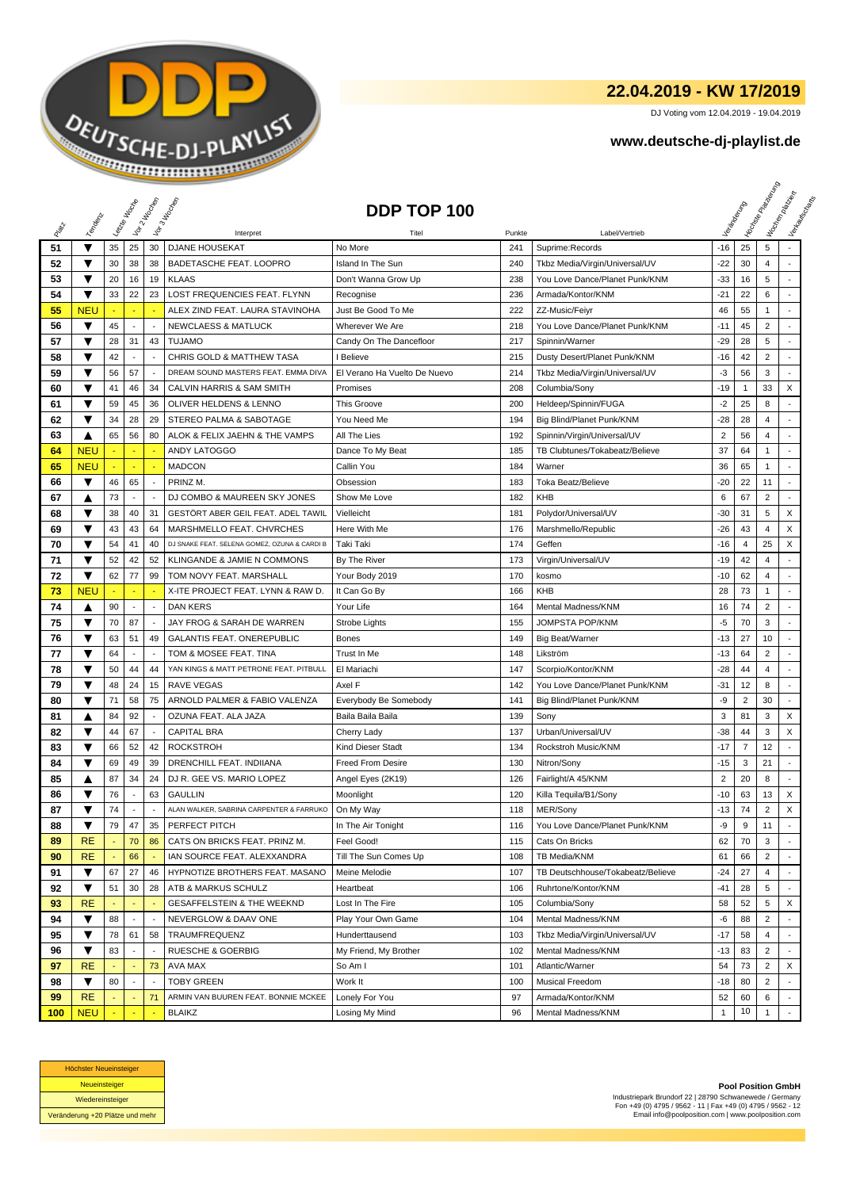# 22.04.2019 - KW 17/2019

DJ Voting vom 12.04.2019 - 19.04.2019

**www.deutsche-dj-playlist.de**

## DDP TOP 100

| Platz | Tendenz | Letzte Woche | Vor 2 Wochen | Vor 3 Wochen | Interpret | Titel | Punkte | Label/Vertrieb | Veränderung | Höchste Platzierung | Wochen platziert | Verkaufscharts |
|---|---|---|---|---|---|---|---|---|---|---|---|---|
| 51 | ▼ | 35 | 25 | 30 | DJANE HOUSEKAT | No More | 241 | Suprime:Records | -16 | 25 | 5 | - |
| 52 | ▼ | 30 | 38 | 38 | BADETASCHE FEAT. LOOPRO | Island In The Sun | 240 | Tkbz Media/Virgin/Universal/UV | -22 | 30 | 4 | - |
| 53 | ▼ | 20 | 16 | 19 | KLAAS | Don't Wanna Grow Up | 238 | You Love Dance/Planet Punk/KNM | -33 | 16 | 5 | - |
| 54 | ▼ | 33 | 22 | 23 | LOST FREQUENCIES FEAT. FLYNN | Recognise | 236 | Armada/Kontor/KNM | -21 | 22 | 6 | - |
| 55 | NEU | - | - | - | ALEX ZIND FEAT. LAURA STAVINOHA | Just Be Good To Me | 222 | ZZ-Music/Feiyr | 46 | 55 | 1 | - |
| 56 | ▼ | 45 | - | - | NEWCLAESS & MATLUCK | Wherever We Are | 218 | You Love Dance/Planet Punk/KNM | -11 | 45 | 2 | - |
| 57 | ▼ | 28 | 31 | 43 | TUJAMO | Candy On The Dancefloor | 217 | Spinnin/Warner | -29 | 28 | 5 | - |
| 58 | ▼ | 42 | - | - | CHRIS GOLD & MATTHEW TASA | I Believe | 215 | Dusty Desert/Planet Punk/KNM | -16 | 42 | 2 | - |
| 59 | ▼ | 56 | 57 | - | DREAM SOUND MASTERS FEAT. EMMA DIVA | El Verano Ha Vuelto De Nuevo | 214 | Tkbz Media/Virgin/Universal/UV | -3 | 56 | 3 | - |
| 60 | ▼ | 41 | 46 | 34 | CALVIN HARRIS & SAM SMITH | Promises | 208 | Columbia/Sony | -19 | 1 | 33 | X |
| 61 | ▼ | 59 | 45 | 36 | OLIVER HELDENS & LENNO | This Groove | 200 | Heldeep/Spinnin/FUGA | -2 | 25 | 8 | - |
| 62 | ▼ | 34 | 28 | 29 | STEREO PALMA & SABOTAGE | You Need Me | 194 | Big Blind/Planet Punk/KNM | -28 | 28 | 4 | - |
| 63 | ▲ | 65 | 56 | 80 | ALOK & FELIX JAEHN & THE VAMPS | All The Lies | 192 | Spinnin/Virgin/Universal/UV | 2 | 56 | 4 | - |
| 64 | NEU | - | - | - | ANDY LATOGGO | Dance To My Beat | 185 | TB Clubtunes/Tokabeatz/Believe | 37 | 64 | 1 | - |
| 65 | NEU | - | - | - | MADCON | Callin You | 184 | Warner | 36 | 65 | 1 | - |
| 66 | ▼ | 46 | 65 | - | PRINZ M. | Obsession | 183 | Toka Beatz/Believe | -20 | 22 | 11 | - |
| 67 | ▲ | 73 | - | - | DJ COMBO & MAUREEN SKY JONES | Show Me Love | 182 | KHB | 6 | 67 | 2 | - |
| 68 | ▼ | 38 | 40 | 31 | GESTÖRT ABER GEIL FEAT. ADEL TAWIL | Vielleicht | 181 | Polydor/Universal/UV | -30 | 31 | 5 | X |
| 69 | ▼ | 43 | 43 | 64 | MARSHMELLO FEAT. CHVRCHES | Here With Me | 176 | Marshmello/Republic | -26 | 43 | 4 | X |
| 70 | ▼ | 54 | 41 | 40 | DJ SNAKE FEAT. SELENA GOMEZ, OZUNA & CARDI B | Taki Taki | 174 | Geffen | -16 | 4 | 25 | X |
| 71 | ▼ | 52 | 42 | 52 | KLINGANDE & JAMIE N COMMONS | By The River | 173 | Virgin/Universal/UV | -19 | 42 | 4 | - |
| 72 | ▼ | 62 | 77 | 99 | TOM NOVY FEAT. MARSHALL | Your Body 2019 | 170 | kosmo | -10 | 62 | 4 | - |
| 73 | NEU | - | - | - | X-ITE PROJECT FEAT. LYNN & RAW D. | It Can Go By | 166 | KHB | 28 | 73 | 1 | - |
| 74 | ▲ | 90 | - | - | DAN KERS | Your Life | 164 | Mental Madness/KNM | 16 | 74 | 2 | - |
| 75 | ▼ | 70 | 87 | - | JAY FROG & SARAH DE WARREN | Strobe Lights | 155 | JOMPSTA POP/KNM | -5 | 70 | 3 | - |
| 76 | ▼ | 63 | 51 | 49 | GALANTIS FEAT. ONEREPUBLIC | Bones | 149 | Big Beat/Warner | -13 | 27 | 10 | - |
| 77 | ▼ | 64 | - | - | TOM & MOSEE FEAT. TINA | Trust In Me | 148 | Likström | -13 | 64 | 2 | - |
| 78 | ▼ | 50 | 44 | 44 | YAN KINGS & MATT PETRONE FEAT. PITBULL | El Mariachi | 147 | Scorpio/Kontor/KNM | -28 | 44 | 4 | - |
| 79 | ▼ | 48 | 24 | 15 | RAVE VEGAS | Axel F | 142 | You Love Dance/Planet Punk/KNM | -31 | 12 | 8 | - |
| 80 | ▼ | 71 | 58 | 75 | ARNOLD PALMER & FABIO VALENZA | Everybody Be Somebody | 141 | Big Blind/Planet Punk/KNM | -9 | 2 | 30 | - |
| 81 | ▲ | 84 | 92 | - | OZUNA FEAT. ALA JAZA | Baila Baila Baila | 139 | Sony | 3 | 81 | 3 | X |
| 82 | ▼ | 44 | 67 | - | CAPITAL BRA | Cherry Lady | 137 | Urban/Universal/UV | -38 | 44 | 3 | X |
| 83 | ▼ | 66 | 52 | 42 | ROCKSTROH | Kind Dieser Stadt | 134 | Rockstroh Music/KNM | -17 | 7 | 12 | - |
| 84 | ▼ | 69 | 49 | 39 | DRENCHILL FEAT. INDIIANA | Freed From Desire | 130 | Nitron/Sony | -15 | 3 | 21 | - |
| 85 | ▲ | 87 | 34 | 24 | DJ R. GEE VS. MARIO LOPEZ | Angel Eyes (2K19) | 126 | Fairlight/A 45/KNM | 2 | 20 | 8 | - |
| 86 | ▼ | 76 | - | 63 | GAULLIN | Moonlight | 120 | Killa Tequila/B1/Sony | -10 | 63 | 13 | X |
| 87 | ▼ | 74 | - | - | ALAN WALKER, SABRINA CARPENTER & FARRUKO | On My Way | 118 | MER/Sony | -13 | 74 | 2 | X |
| 88 | ▼ | 79 | 47 | 35 | PERFECT PITCH | In The Air Tonight | 116 | You Love Dance/Planet Punk/KNM | -9 | 9 | 11 | - |
| 89 | RE | - | 70 | 86 | CATS ON BRICKS FEAT. PRINZ M. | Feel Good! | 115 | Cats On Bricks | 62 | 70 | 3 | - |
| 90 | RE | - | 66 | - | IAN SOURCE FEAT. ALEXXANDRA | Till The Sun Comes Up | 108 | TB Media/KNM | 61 | 66 | 2 | - |
| 91 | ▼ | 67 | 27 | 46 | HYPNOTIZE BROTHERS FEAT. MASANO | Meine Melodie | 107 | TB Deutschhouse/Tokabeatz/Believe | -24 | 27 | 4 | - |
| 92 | ▼ | 51 | 30 | 28 | ATB & MARKUS SCHULZ | Heartbeat | 106 | Ruhrtone/Kontor/KNM | -41 | 28 | 5 | - |
| 93 | RE | - | - | - | GESAFFELSTEIN & THE WEEKND | Lost In The Fire | 105 | Columbia/Sony | 58 | 52 | 5 | X |
| 94 | ▼ | 88 | - | - | NEVERGLOW & DAAV ONE | Play Your Own Game | 104 | Mental Madness/KNM | -6 | 88 | 2 | - |
| 95 | ▼ | 78 | 61 | 58 | TRAUMFREQUENZ | Hunderttausend | 103 | Tkbz Media/Virgin/Universal/UV | -17 | 58 | 4 | - |
| 96 | ▼ | 83 | - | - | RUESCHE & GOERBIG | My Friend, My Brother | 102 | Mental Madness/KNM | -13 | 83 | 2 | - |
| 97 | RE | - | - | 73 | AVA MAX | So Am I | 101 | Atlantic/Warner | 54 | 73 | 2 | X |
| 98 | ▼ | 80 | - | - | TOBY GREEN | Work It | 100 | Musical Freedom | -18 | 80 | 2 | - |
| 99 | RE | - | - | 71 | ARMIN VAN BUUREN FEAT. BONNIE MCKEE | Lonely For You | 97 | Armada/Kontor/KNM | 52 | 60 | 6 | - |
| 100 | NEU | - | - | - | BLAIKZ | Losing My Mind | 96 | Mental Madness/KNM | 1 | 10 | 1 | - |

Höchster Neueinsteiger
Neueinsteiger
Wiedereinsteiger
Veränderung +20 Plätze und mehr

**Pool Position GmbH**
Industriepark Brundorf 22 | 28790 Schwanewede / Germany
Fon +49 (0) 4795 / 9562 - 11 | Fax +49 (0) 4795 / 9562 - 12
Email info@poolposition.com | www.poolposition.com